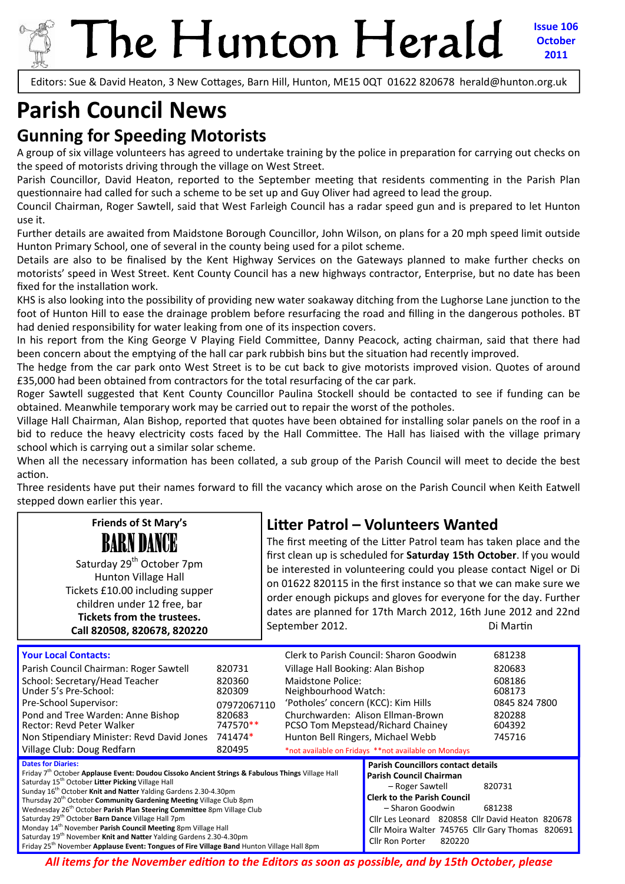# The Hunton Herald

**Issue 106 October 2011**

Editors: Sue & David Heaton, 3 New Cottages, Barn Hill, Hunton, ME15 0QT 01622 820678 herald@hunton.org.uk

# Parish Council News

## Gunning for Speeding Motorists

A group of six village volunteers has agreed to undertake training by the police in preparation for carrying out checks on the speed of motorists driving through the village on West Street.

Parish Councillor, David Heaton, reported to the September meeting that residents commenting in the Parish Plan questionnaire had called for such a scheme to be set up and Guy Oliver had agreed to lead the group.

Council Chairman, Roger Sawtell, said that West Farleigh Council has a radar speed gun and is prepared to let Hunton use it.

Further details are awaited from Maidstone Borough Councillor, John Wilson, on plans for a 20 mph speed limit outside Hunton Primary School, one of several in the county being used for a pilot scheme.

Details are also to be finalised by the Kent Highway Services on the Gateways planned to make further checks on motorists' speed in West Street. Kent County Council has a new highways contractor, Enterprise, but no date has been fixed for the installation work.

KHS is also looking into the possibility of providing new water soakaway ditching from the Lughorse Lane junction to the foot of Hunton Hill to ease the drainage problem before resurfacing the road and filling in the dangerous potholes. BT had denied responsibility for water leaking from one of its inspection covers.

In his report from the King George V Playing Field Committee, Danny Peacock, acting chairman, said that there had been concern about the emptying of the hall car park rubbish bins but the situation had recently improved.

The hedge from the car park onto West Street is to be cut back to give motorists improved vision. Quotes of around £35,000 had been obtained from contractors for the total resurfacing of the car park.

Roger Sawtell suggested that Kent County Councillor Paulina Stockell should be contacted to see if funding can be obtained. Meanwhile temporary work may be carried out to repair the worst of the potholes.

Village Hall Chairman, Alan Bishop, reported that quotes have been obtained for installing solar panels on the roof in a bid to reduce the heavy electricity costs faced by the Hall Committee. The Hall has liaised with the village primary school which is carrying out a similar solar scheme.

When all the necessary information has been collated, a sub group of the Parish Council will meet to decide the best action.

Three residents have put their names forward to fill the vacancy which arose on the Parish Council when Keith Eatwell stepped down earlier this year.

**Friends of St Mary's**

**BARN DANCE**

Saturday 29th October 7pm
Hunton Village Hall
Tickets £10.00 including supper
children under 12 free, bar
**Tickets from the trustees.**
**Call 820508, 820678, 820220**

## Litter Patrol – Volunteers Wanted

The first meeting of the Litter Patrol team has taken place and the first clean up is scheduled for **Saturday 15th October**. If you would be interested in volunteering could you please contact Nigel or Di on 01622 820115 in the first instance so that we can make sure we order enough pickups and gloves for everyone for the day. Further dates are planned for 17th March 2012, 16th June 2012 and 22nd September 2012.

Di Martin

**Your Local Contacts:**

| Contact | Number | Contact | Number |
|---|---|---|---|
| Parish Council Chairman: Roger Sawtell | 820731 | Clerk to Parish Council: Sharon Goodwin | 681238 |
| School: Secretary/Head Teacher | 820360 | Village Hall Booking: Alan Bishop | 820683 |
| Under 5's Pre-School: | 820309 | Maidstone Police: | 608186 |
| Pre-School Supervisor: | 07972067110 | Neighbourhood Watch: | 608173 |
| Pond and Tree Warden: Anne Bishop | 820683 | 'Potholes' concern (KCC): Kim Hills | 0845 824 7800 |
| Rector: Revd Peter Walker | 747570** | Churchwarden: Alison Ellman-Brown | 820288 |
| Non Stipendiary Minister: Revd David Jones | 741474* | PCSO Tom Mepstead/Richard Chainey | 604392 |
| Village Club: Doug Redfarn | 820495 | Hunton Bell Ringers, Michael Webb | 745716 |

*not available on Fridays **not available on Mondays

**Dates for Diaries:**

- Friday 7th October **Applause Event: Doudou Cissoko Ancient Strings & Fabulous Things** Village Hall
- Saturday 15th October **Litter Picking** Village Hall
- Sunday 16th October **Knit and Natter** Yalding Gardens 2.30-4.30pm
- Thursday 20th October **Community Gardening Meeting** Village Club 8pm
- Wednesday 26th October **Parish Plan Steering Committee** 8pm Village Club
- Saturday 29th October **Barn Dance** Village Hall 7pm
- Monday 14th November **Parish Council Meeting** 8pm Village Hall
- Saturday 19th November **Knit and Natter** Yalding Gardens 2.30-4.30pm
- Friday 25th November **Applause Event: Tongues of Fire Village Band** Hunton Village Hall 8pm

**Parish Councillors contact details**

**Parish Council Chairman**
– Roger Sawtell 820731

**Clerk to the Parish Council**
– Sharon Goodwin 681238

Cllr Les Leonard 820858 Cllr David Heaton 820678
Cllr Moira Walter 745765 Cllr Gary Thomas 820691
Cllr Ron Porter 820220

*All items for the November edition to the Editors as soon as possible, and by 15th October, please*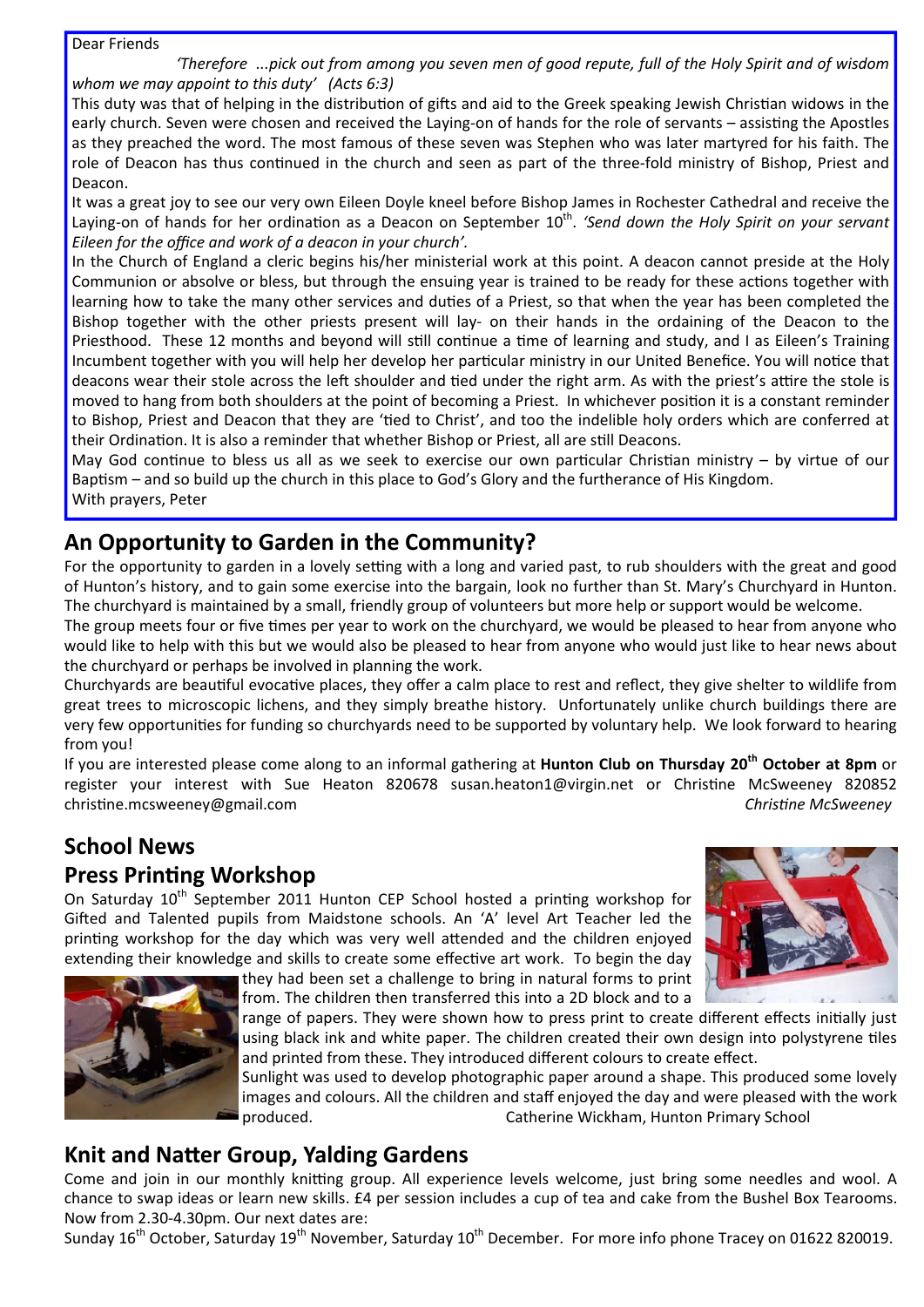Dear Friends

*'Therefore ...pick out from among you seven men of good repute, full of the Holy Spirit and of wisdom whom we may appoint to this duty' (Acts 6:3)*

This duty was that of helping in the distribution of gifts and aid to the Greek speaking Jewish Christian widows in the early church. Seven were chosen and received the Laying-on of hands for the role of servants – assisting the Apostles as they preached the word. The most famous of these seven was Stephen who was later martyred for his faith. The role of Deacon has thus continued in the church and seen as part of the three-fold ministry of Bishop, Priest and Deacon.

It was a great joy to see our very own Eileen Doyle kneel before Bishop James in Rochester Cathedral and receive the Laying-on of hands for her ordination as a Deacon on September 10th. *'Send down the Holy Spirit on your servant Eileen for the office and work of a deacon in your church'.*

In the Church of England a cleric begins his/her ministerial work at this point. A deacon cannot preside at the Holy Communion or absolve or bless, but through the ensuing year is trained to be ready for these actions together with learning how to take the many other services and duties of a Priest, so that when the year has been completed the Bishop together with the other priests present will lay- on their hands in the ordaining of the Deacon to the Priesthood. These 12 months and beyond will still continue a time of learning and study, and I as Eileen's Training Incumbent together with you will help her develop her particular ministry in our United Benefice. You will notice that deacons wear their stole across the left shoulder and tied under the right arm. As with the priest's attire the stole is moved to hang from both shoulders at the point of becoming a Priest. In whichever position it is a constant reminder to Bishop, Priest and Deacon that they are 'tied to Christ', and too the indelible holy orders which are conferred at their Ordination. It is also a reminder that whether Bishop or Priest, all are still Deacons.

May God continue to bless us all as we seek to exercise our own particular Christian ministry – by virtue of our Baptism – and so build up the church in this place to God's Glory and the furtherance of His Kingdom.

With prayers, Peter

## An Opportunity to Garden in the Community?

For the opportunity to garden in a lovely setting with a long and varied past, to rub shoulders with the great and good of Hunton's history, and to gain some exercise into the bargain, look no further than St. Mary's Churchyard in Hunton. The churchyard is maintained by a small, friendly group of volunteers but more help or support would be welcome.

The group meets four or five times per year to work on the churchyard, we would be pleased to hear from anyone who would like to help with this but we would also be pleased to hear from anyone who would just like to hear news about the churchyard or perhaps be involved in planning the work.

Churchyards are beautiful evocative places, they offer a calm place to rest and reflect, they give shelter to wildlife from great trees to microscopic lichens, and they simply breathe history. Unfortunately unlike church buildings there are very few opportunities for funding so churchyards need to be supported by voluntary help. We look forward to hearing from you!

If you are interested please come along to an informal gathering at **Hunton Club on Thursday 20th October at 8pm** or register your interest with Sue Heaton 820678 susan.heaton1@virgin.net or Christine McSweeney 820852 christine.mcsweeney@gmail.com *Christine McSweeney*

## School News

## Press Printing Workshop

On Saturday 10th September 2011 Hunton CEP School hosted a printing workshop for Gifted and Talented pupils from Maidstone schools. An 'A' level Art Teacher led the printing workshop for the day which was very well attended and the children enjoyed extending their knowledge and skills to create some effective art work. To begin the day they had been set a challenge to bring in natural forms to print from. The children then transferred this into a 2D block and to a range of papers. They were shown how to press print to create different effects initially just using black ink and white paper. The children created their own design into polystyrene tiles and printed from these. They introduced different colours to create effect.

Sunlight was used to develop photographic paper around a shape. This produced some lovely images and colours. All the children and staff enjoyed the day and were pleased with the work produced. Catherine Wickham, Hunton Primary School

## Knit and Natter Group, Yalding Gardens

Come and join in our monthly knitting group. All experience levels welcome, just bring some needles and wool. A chance to swap ideas or learn new skills. £4 per session includes a cup of tea and cake from the Bushel Box Tearooms. Now from 2.30-4.30pm. Our next dates are:

Sunday 16th October, Saturday 19th November, Saturday 10th December. For more info phone Tracey on 01622 820019.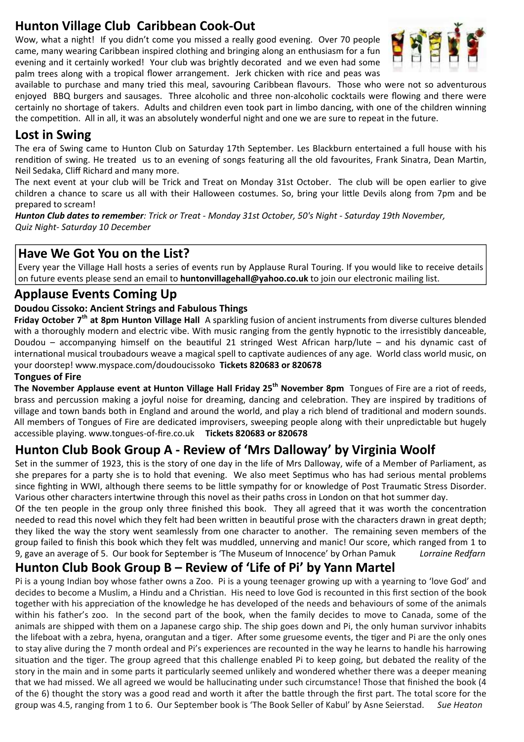## Hunton Village Club Caribbean Cook-Out

Wow, what a night! If you didn't come you missed a really good evening. Over 70 people came, many wearing Caribbean inspired clothing and bringing along an enthusiasm for a fun evening and it certainly worked! Your club was brightly decorated and we even had some palm trees along with a tropical flower arrangement. Jerk chicken with rice and peas was available to purchase and many tried this meal, savouring Caribbean flavours. Those who were not so adventurous enjoyed BBQ burgers and sausages. Three alcoholic and three non-alcoholic cocktails were flowing and there were certainly no shortage of takers. Adults and children even took part in limbo dancing, with one of the children winning the competition. All in all, it was an absolutely wonderful night and one we are sure to repeat in the future.

## Lost in Swing

The era of Swing came to Hunton Club on Saturday 17th September. Les Blackburn entertained a full house with his rendition of swing. He treated us to an evening of songs featuring all the old favourites, Frank Sinatra, Dean Martin, Neil Sedaka, Cliff Richard and many more.

The next event at your club will be Trick and Treat on Monday 31st October. The club will be open earlier to give children a chance to scare us all with their Halloween costumes. So, bring your little Devils along from 7pm and be prepared to scream!

***Hunton Club dates to remember**: Trick or Treat - Monday 31st October, 50's Night - Saturday 19th November, Quiz Night- Saturday 10 December*

## Have We Got You on the List?

Every year the Village Hall hosts a series of events run by Applause Rural Touring. If you would like to receive details on future events please send an email to **huntonvillagehall@yahoo.co.uk** to join our electronic mailing list.

## Applause Events Coming Up

### Doudou Cissoko: Ancient Strings and Fabulous Things

**Friday October 7th at 8pm Hunton Village Hall** A sparkling fusion of ancient instruments from diverse cultures blended with a thoroughly modern and electric vibe. With music ranging from the gently hypnotic to the irresistibly danceable, Doudou – accompanying himself on the beautiful 21 stringed West African harp/lute – and his dynamic cast of international musical troubadours weave a magical spell to captivate audiences of any age. World class world music, on your doorstep! www.myspace.com/doudoucissoko **Tickets 820683 or 820678**

### Tongues of Fire

**The November Applause event at Hunton Village Hall Friday 25th November 8pm** Tongues of Fire are a riot of reeds, brass and percussion making a joyful noise for dreaming, dancing and celebration. They are inspired by traditions of village and town bands both in England and around the world, and play a rich blend of traditional and modern sounds. All members of Tongues of Fire are dedicated improvisers, sweeping people along with their unpredictable but hugely accessible playing. www.tongues-of-fire.co.uk **Tickets 820683 or 820678**

## Hunton Club Book Group A - Review of 'Mrs Dalloway' by Virginia Woolf

Set in the summer of 1923, this is the story of one day in the life of Mrs Dalloway, wife of a Member of Parliament, as she prepares for a party she is to hold that evening. We also meet Septimus who has had serious mental problems since fighting in WWI, although there seems to be little sympathy for or knowledge of Post Traumatic Stress Disorder. Various other characters intertwine through this novel as their paths cross in London on that hot summer day.

Of the ten people in the group only three finished this book. They all agreed that it was worth the concentration needed to read this novel which they felt had been written in beautiful prose with the characters drawn in great depth; they liked the way the story went seamlessly from one character to another. The remaining seven members of the group failed to finish this book which they felt was muddled, unnerving and manic! Our score, which ranged from 1 to 9, gave an average of 5. Our book for September is 'The Museum of Innocence' by Orhan Pamuk *Lorraine Redfarn*

## Hunton Club Book Group B – Review of 'Life of Pi' by Yann Martel

Pi is a young Indian boy whose father owns a Zoo. Pi is a young teenager growing up with a yearning to 'love God' and decides to become a Muslim, a Hindu and a Christian. His need to love God is recounted in this first section of the book together with his appreciation of the knowledge he has developed of the needs and behaviours of some of the animals within his father's zoo. In the second part of the book, when the family decides to move to Canada, some of the animals are shipped with them on a Japanese cargo ship. The ship goes down and Pi, the only human survivor inhabits the lifeboat with a zebra, hyena, orangutan and a tiger. After some gruesome events, the tiger and Pi are the only ones to stay alive during the 7 month ordeal and Pi's experiences are recounted in the way he learns to handle his harrowing situation and the tiger. The group agreed that this challenge enabled Pi to keep going, but debated the reality of the story in the main and in some parts it particularly seemed unlikely and wondered whether there was a deeper meaning that we had missed. We all agreed we would be hallucinating under such circumstance! Those that finished the book (4 of the 6) thought the story was a good read and worth it after the battle through the first part. The total score for the group was 4.5, ranging from 1 to 6. Our September book is 'The Book Seller of Kabul' by Asne Seierstad. *Sue Heaton*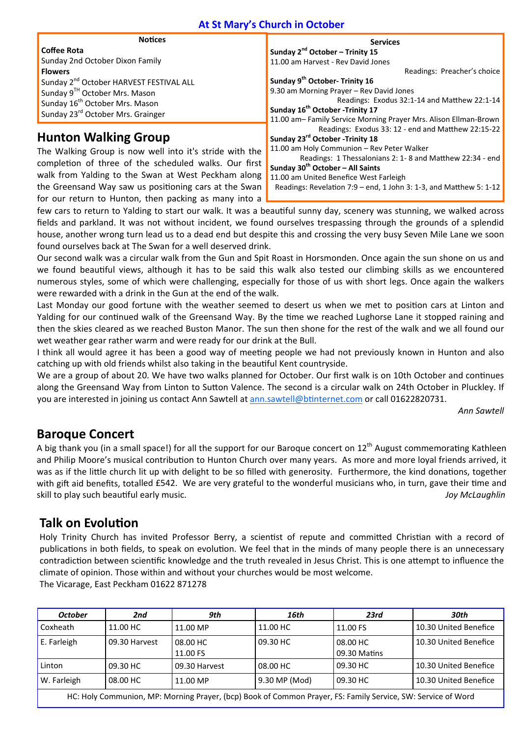## At St Mary's Church in October

**Notices**

**Coffee Rota**
Sunday 2nd October Dixon Family

**Flowers**
Sunday 2nd October HARVEST FESTIVAL ALL
Sunday 9TH October Mrs. Mason
Sunday 16th October Mrs. Mason
Sunday 23rd October Mrs. Grainger

**Services**

**Sunday 2nd October – Trinity 15**
11.00 am Harvest - Rev David Jones
Readings: Preacher's choice

**Sunday 9th October- Trinity 16**
9.30 am Morning Prayer – Rev David Jones
Readings: Exodus 32:1-14 and Matthew 22:1-14

**Sunday 16th October -Trinity 17**
11.00 am– Family Service Morning Prayer Mrs. Alison Ellman-Brown
Readings: Exodus 33: 12 - end and Matthew 22:15-22

**Sunday 23rd October -Trinity 18**
11.00 am Holy Communion – Rev Peter Walker
Readings: 1 Thessalonians 2: 1- 8 and Matthew 22:34 - end

**Sunday 30th October – All Saints**
11.00 am United Benefice West Farleigh
Readings: Revelation 7:9 – end, 1 John 3: 1-3, and Matthew 5: 1-12

## Hunton Walking Group

The Walking Group is now well into it's stride with the completion of three of the scheduled walks. Our first walk from Yalding to the Swan at West Peckham along the Greensand Way saw us positioning cars at the Swan for our return to Hunton, then packing as many into a few cars to return to Yalding to start our walk. It was a beautiful sunny day, scenery was stunning, we walked across fields and parkland. It was not without incident, we found ourselves trespassing through the grounds of a splendid house, another wrong turn lead us to a dead end but despite this and crossing the very busy Seven Mile Lane we soon found ourselves back at The Swan for a well deserved drink.

Our second walk was a circular walk from the Gun and Spit Roast in Horsmonden. Once again the sun shone on us and we found beautiful views, although it has to be said this walk also tested our climbing skills as we encountered numerous styles, some of which were challenging, especially for those of us with short legs. Once again the walkers were rewarded with a drink in the Gun at the end of the walk.

Last Monday our good fortune with the weather seemed to desert us when we met to position cars at Linton and Yalding for our continued walk of the Greensand Way. By the time we reached Lughorse Lane it stopped raining and then the skies cleared as we reached Buston Manor. The sun then shone for the rest of the walk and we all found our wet weather gear rather warm and were ready for our drink at the Bull.

I think all would agree it has been a good way of meeting people we had not previously known in Hunton and also catching up with old friends whilst also taking in the beautiful Kent countryside.

We are a group of about 20. We have two walks planned for October. Our first walk is on 10th October and continues along the Greensand Way from Linton to Sutton Valence. The second is a circular walk on 24th October in Pluckley. If you are interested in joining us contact Ann Sawtell at ann.sawtell@btinternet.com or call 01622820731.

*Ann Sawtell*

## Baroque Concert

A big thank you (in a small space!) for all the support for our Baroque concert on 12th August commemorating Kathleen and Philip Moore's musical contribution to Hunton Church over many years. As more and more loyal friends arrived, it was as if the little church lit up with delight to be so filled with generosity. Furthermore, the kind donations, together with gift aid benefits, totalled £542. We are very grateful to the wonderful musicians who, in turn, gave their time and skill to play such beautiful early music.

*Joy McLaughlin*

## Talk on Evolution

Holy Trinity Church has invited Professor Berry, a scientist of repute and committed Christian with a record of publications in both fields, to speak on evolution. We feel that in the minds of many people there is an unnecessary contradiction between scientific knowledge and the truth revealed in Jesus Christ. This is one attempt to influence the climate of opinion. Those within and without your churches would be most welcome.
The Vicarage, East Peckham 01622 871278

| *October* | *2nd* | *9th* | *16th* | *23rd* | *30th* |
|---|---|---|---|---|---|
| Coxheath | 11.00 HC | 11.00 MP | 11.00 HC | 11.00 FS | 10.30 United Benefice |
| E. Farleigh | 09.30 Harvest | 08.00 HC<br>11.00 FS | 09.30 HC | 08.00 HC<br>09.30 Matins | 10.30 United Benefice |
| Linton | 09.30 HC | 09.30 Harvest | 08.00 HC | 09.30 HC | 10.30 United Benefice |
| W. Farleigh | 08.00 HC | 11.00 MP | 9.30 MP (Mod) | 09.30 HC | 10.30 United Benefice |

HC: Holy Communion, MP: Morning Prayer, (bcp) Book of Common Prayer, FS: Family Service, SW: Service of Word